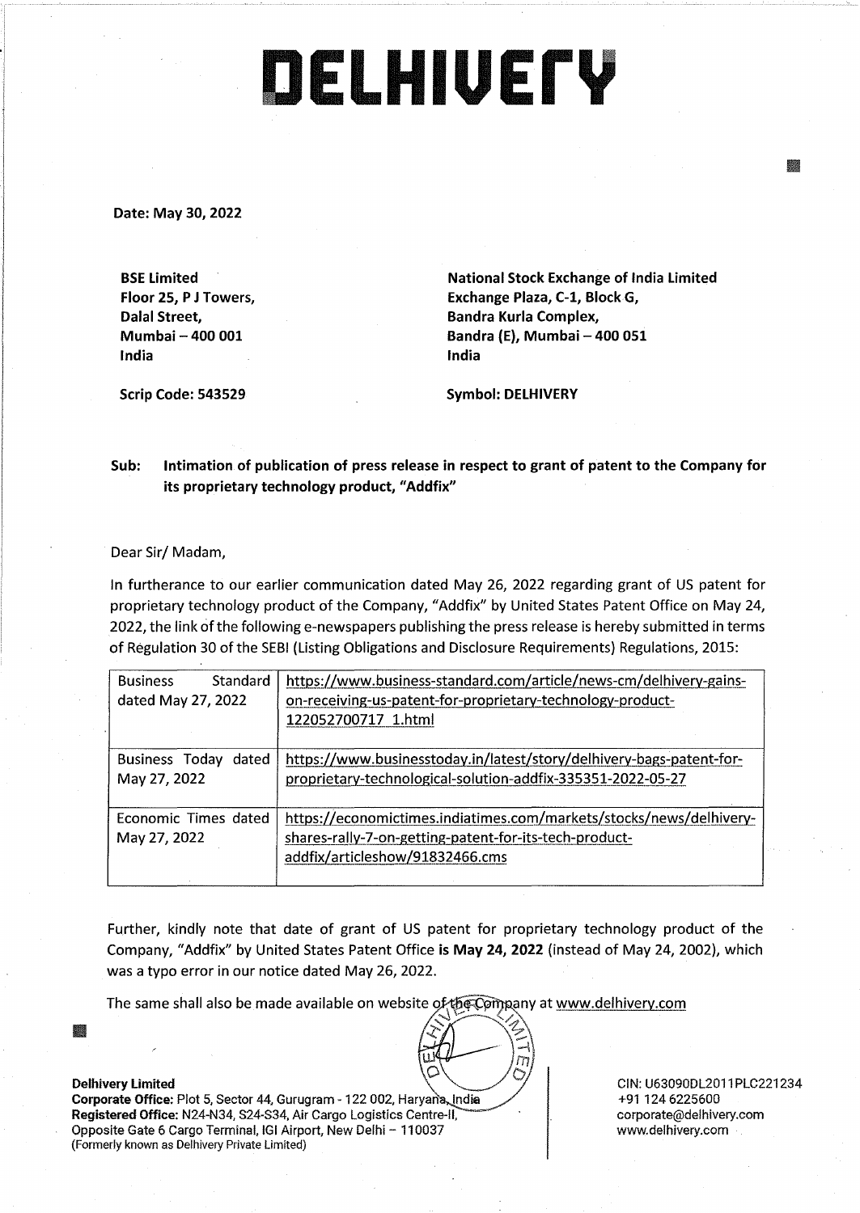# DELHIVERY

**Date: May 30, 2022**

**BSE Limited**
**Floor 25, P J Towers,**
**Dalal Street,**
**Mumbai – 400 001**
**India**

**Scrip Code: 543529**

**National Stock Exchange of India Limited**
**Exchange Plaza, C-1, Block G,**
**Bandra Kurla Complex,**
**Bandra (E), Mumbai – 400 051**
**India**

**Symbol: DELHIVERY**

**Sub: Intimation of publication of press release in respect to grant of patent to the Company for its proprietary technology product, "Addfix"**

Dear Sir/ Madam,

In furtherance to our earlier communication dated May 26, 2022 regarding grant of US patent for proprietary technology product of the Company, "Addfix" by United States Patent Office on May 24, 2022, the link of the following e-newspapers publishing the press release is hereby submitted in terms of Regulation 30 of the SEBI (Listing Obligations and Disclosure Requirements) Regulations, 2015:

| | |
|---|---|
| Business Standard dated May 27, 2022 | https://www.business-standard.com/article/news-cm/delhivery-gains-on-receiving-us-patent-for-proprietary-technology-product-122052700717_1.html |
| Business Today dated May 27, 2022 | https://www.businesstoday.in/latest/story/delhivery-bags-patent-for-proprietary-technological-solution-addfix-335351-2022-05-27 |
| Economic Times dated May 27, 2022 | https://economictimes.indiatimes.com/markets/stocks/news/delhivery-shares-rally-7-on-getting-patent-for-its-tech-product-addfix/articleshow/91832466.cms |

Further, kindly note that date of grant of US patent for proprietary technology product of the Company, "Addfix" by United States Patent Office **is May 24, 2022** (instead of May 24, 2002), which was a typo error in our notice dated May 26, 2022.

The same shall also be made available on website of the Company at www.delhivery.com

**Delhivery Limited**
**Corporate Office:** Plot 5, Sector 44, Gurugram - 122 002, Haryana, India
**Registered Office:** N24-N34, S24-S34, Air Cargo Logistics Centre-II, Opposite Gate 6 Cargo Terminal, IGI Airport, New Delhi – 110037
(Formerly known as Delhivery Private Limited)

CIN: U63090DL2011PLC221234
+91 124 6225600
corporate@delhivery.com
www.delhivery.com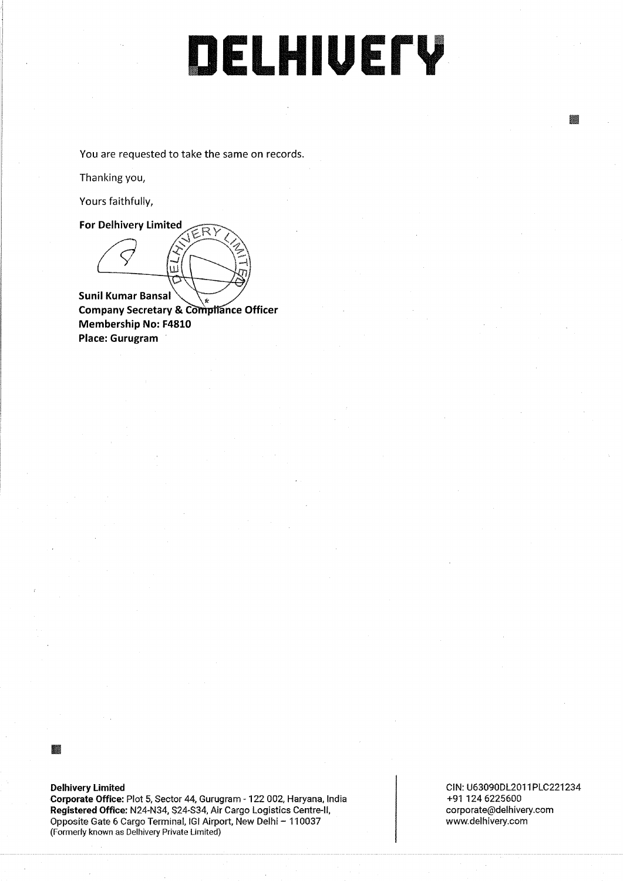You are requested to take the same on records.

Thanking you,

Yours faithfully,

**For Delhivery Limited**

**Sunil Kumar Bansal**
**Company Secretary & Compliance Officer**
**Membership No: F4810**
**Place: Gurugram**

**Delhivery Limited**
**Corporate Office:** Plot 5, Sector 44, Gurugram - 122 002, Haryana, India
**Registered Office:** N24-N34, S24-S34, Air Cargo Logistics Centre-II, Opposite Gate 6 Cargo Terminal, IGI Airport, New Delhi – 110037
(Formerly known as Delhivery Private Limited)

CIN: U63090DL2011PLC221234
+91 124 6225600
corporate@delhivery.com
www.delhivery.com